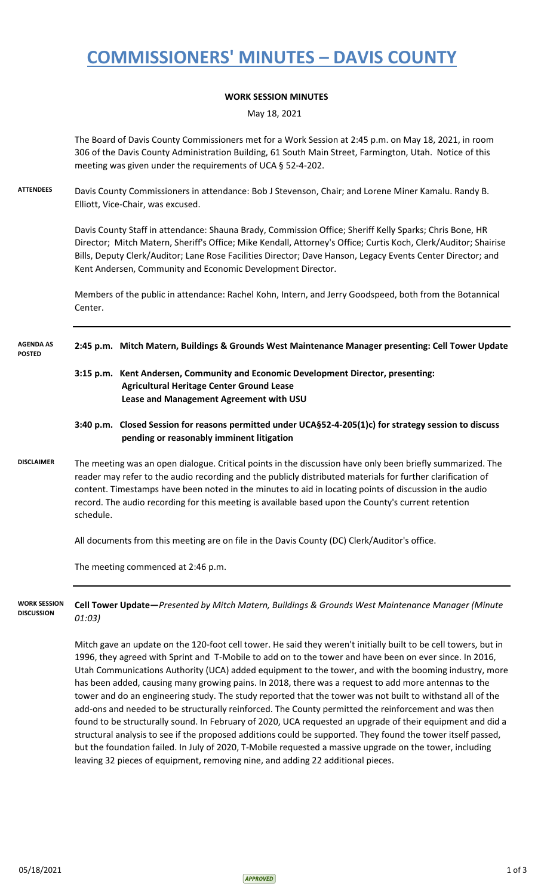# COMMISSIONERS' MINUTES – DAVIS COUNTY

**WORK SESSION MINUTES**

May 18, 2021

The Board of Davis County Commissioners met for a Work Session at 2:45 p.m. on May 18, 2021, in room 306 of the Davis County Administration Building, 61 South Main Street, Farmington, Utah. Notice of this meeting was given under the requirements of UCA § 52-4-202.

**ATTENDEES**

Davis County Commissioners in attendance: Bob J Stevenson, Chair; and Lorene Miner Kamalu. Randy B. Elliott, Vice-Chair, was excused.

Davis County Staff in attendance: Shauna Brady, Commission Office; Sheriff Kelly Sparks; Chris Bone, HR Director; Mitch Matern, Sheriff's Office; Mike Kendall, Attorney's Office; Curtis Koch, Clerk/Auditor; Shairise Bills, Deputy Clerk/Auditor; Lane Rose Facilities Director; Dave Hanson, Legacy Events Center Director; and Kent Andersen, Community and Economic Development Director.

Members of the public in attendance: Rachel Kohn, Intern, and Jerry Goodspeed, both from the Botannical Center.

**AGENDA AS POSTED**

**2:45 p.m. Mitch Matern, Buildings & Grounds West Maintenance Manager presenting: Cell Tower Update**

**3:15 p.m. Kent Andersen, Community and Economic Development Director, presenting: Agricultural Heritage Center Ground Lease Lease and Management Agreement with USU**

**3:40 p.m. Closed Session for reasons permitted under UCA§52-4-205(1c) for strategy session to discuss pending or reasonably imminent litigation**

**DISCLAIMER**

The meeting was an open dialogue. Critical points in the discussion have only been briefly summarized. The reader may refer to the audio recording and the publicly distributed materials for further clarification of content. Timestamps have been noted in the minutes to aid in locating points of discussion in the audio record. The audio recording for this meeting is available based upon the County's current retention schedule.

All documents from this meeting are on file in the Davis County (DC) Clerk/Auditor's office.

The meeting commenced at 2:46 p.m.

**WORK SESSION DISCUSSION**

**Cell Tower Update—***Presented by Mitch Matern, Buildings & Grounds West Maintenance Manager (Minute 01:03)*

Mitch gave an update on the 120-foot cell tower. He said they weren't initially built to be cell towers, but in 1996, they agreed with Sprint and T-Mobile to add on to the tower and have been on ever since. In 2016, Utah Communications Authority (UCA) added equipment to the tower, and with the booming industry, more has been added, causing many growing pains. In 2018, there was a request to add more antennas to the tower and do an engineering study. The study reported that the tower was not built to withstand all of the add-ons and needed to be structurally reinforced. The County permitted the reinforcement and was then found to be structurally sound. In February of 2020, UCA requested an upgrade of their equipment and did a structural analysis to see if the proposed additions could be supported. They found the tower itself passed, but the foundation failed. In July of 2020, T-Mobile requested a massive upgrade on the tower, including leaving 32 pieces of equipment, removing nine, and adding 22 additional pieces.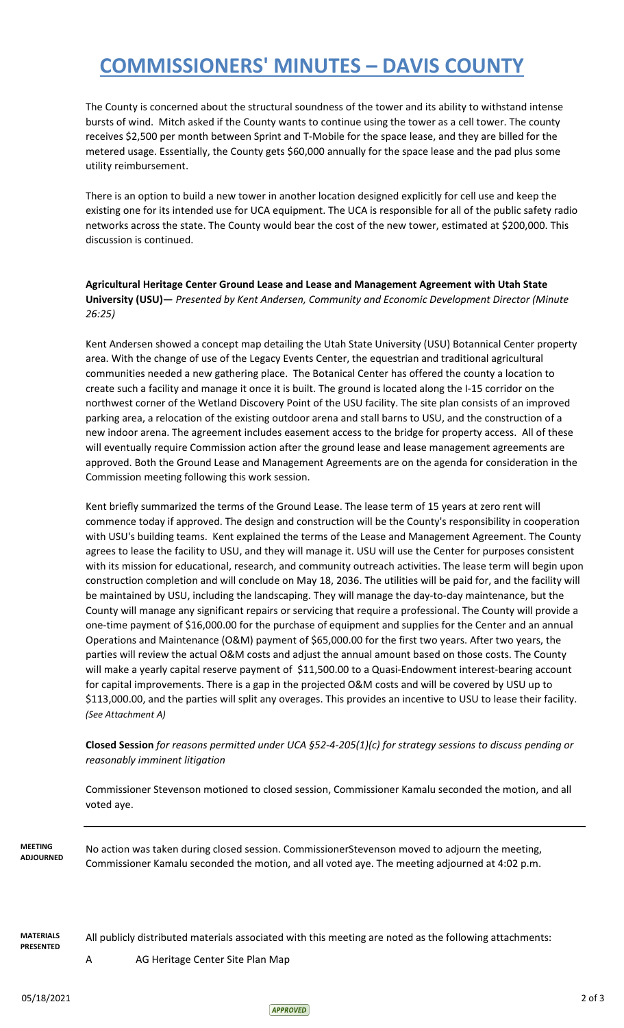# COMMISSIONERS' MINUTES – DAVIS COUNTY

The County is concerned about the structural soundness of the tower and its ability to withstand intense bursts of wind. Mitch asked if the County wants to continue using the tower as a cell tower. The county receives $2,500 per month between Sprint and T-Mobile for the space lease, and they are billed for the metered usage. Essentially, the County gets $60,000 annually for the space lease and the pad plus some utility reimbursement.

There is an option to build a new tower in another location designed explicitly for cell use and keep the existing one for its intended use for UCA equipment. The UCA is responsible for all of the public safety radio networks across the state. The County would bear the cost of the new tower, estimated at $200,000. This discussion is continued.

**Agricultural Heritage Center Ground Lease and Lease and Management Agreement with Utah State University (USU)—** *Presented by Kent Andersen, Community and Economic Development Director (Minute 26:25)*

Kent Andersen showed a concept map detailing the Utah State University (USU) Botannical Center property area. With the change of use of the Legacy Events Center, the equestrian and traditional agricultural communities needed a new gathering place. The Botanical Center has offered the county a location to create such a facility and manage it once it is built. The ground is located along the I-15 corridor on the northwest corner of the Wetland Discovery Point of the USU facility. The site plan consists of an improved parking area, a relocation of the existing outdoor arena and stall barns to USU, and the construction of a new indoor arena. The agreement includes easement access to the bridge for property access. All of these will eventually require Commission action after the ground lease and lease management agreements are approved. Both the Ground Lease and Management Agreements are on the agenda for consideration in the Commission meeting following this work session.

Kent briefly summarized the terms of the Ground Lease. The lease term of 15 years at zero rent will commence today if approved. The design and construction will be the County's responsibility in cooperation with USU's building teams. Kent explained the terms of the Lease and Management Agreement. The County agrees to lease the facility to USU, and they will manage it. USU will use the Center for purposes consistent with its mission for educational, research, and community outreach activities. The lease term will begin upon construction completion and will conclude on May 18, 2036. The utilities will be paid for, and the facility will be maintained by USU, including the landscaping. They will manage the day-to-day maintenance, but the County will manage any significant repairs or servicing that require a professional. The County will provide a one-time payment of $16,000.00 for the purchase of equipment and supplies for the Center and an annual Operations and Maintenance (O&M) payment of $65,000.00 for the first two years. After two years, the parties will review the actual O&M costs and adjust the annual amount based on those costs. The County will make a yearly capital reserve payment of $11,500.00 to a Quasi-Endowment interest-bearing account for capital improvements. There is a gap in the projected O&M costs and will be covered by USU up to $113,000.00, and the parties will split any overages. This provides an incentive to USU to lease their facility. *(See Attachment A)*

**Closed Session** *for reasons permitted under UCA §52-4-205(1)(c) for strategy sessions to discuss pending or reasonably imminent litigation*

Commissioner Stevenson motioned to closed session, Commissioner Kamalu seconded the motion, and all voted aye.

---

**MEETING ADJOURNED**

No action was taken during closed session. CommissionerStevenson moved to adjourn the meeting, Commissioner Kamalu seconded the motion, and all voted aye. The meeting adjourned at 4:02 p.m.

**MATERIALS PRESENTED**

All publicly distributed materials associated with this meeting are noted as the following attachments:

A AG Heritage Center Site Plan Map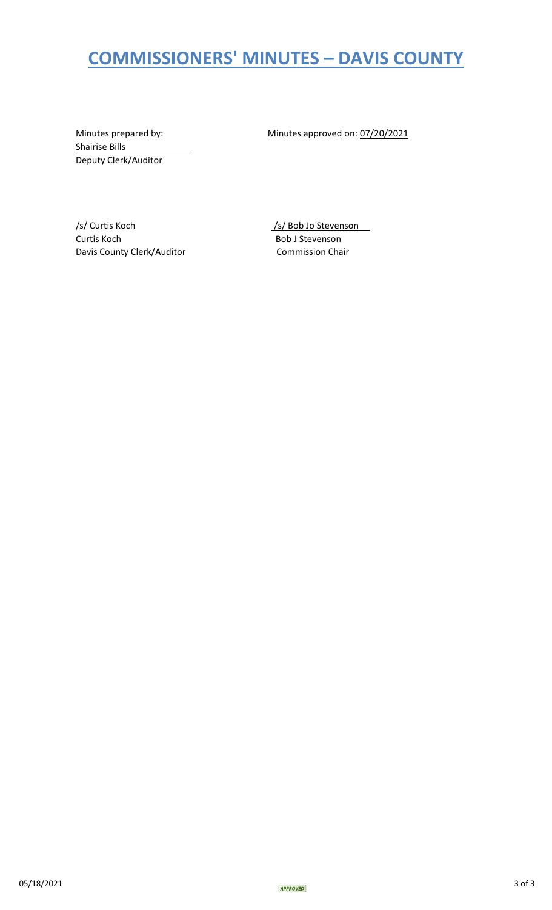# COMMISSIONERS' MINUTES – DAVIS COUNTY

Minutes prepared by:
Shairise Bills
Deputy Clerk/Auditor

Minutes approved on: 07/20/2021

/s/ Curtis Koch
Curtis Koch
Davis County Clerk/Auditor

/s/ Bob Jo Stevenson
Bob J Stevenson
Commission Chair

05/18/2021

APPROVED